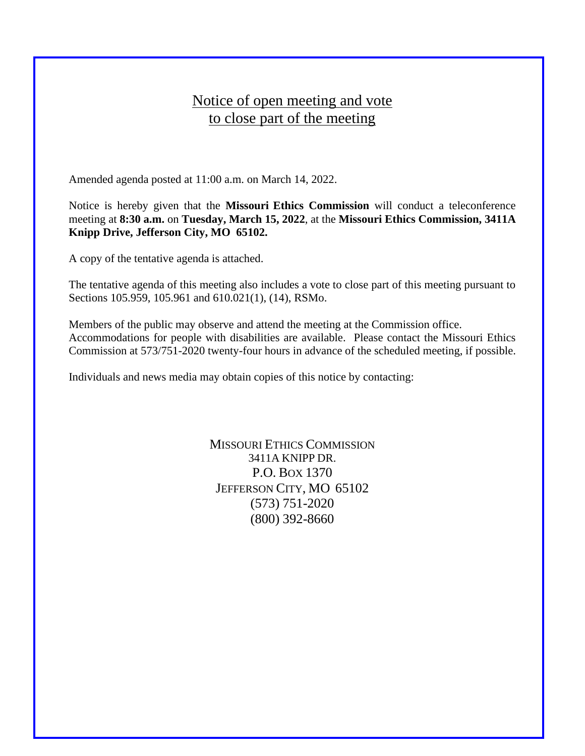# Notice of open meeting and vote to close part of the meeting

Amended agenda posted at 11:00 a.m. on March 14, 2022.

Notice is hereby given that the **Missouri Ethics Commission** will conduct a teleconference meeting at **8:30 a.m.** on **Tuesday, March 15, 2022**, at the **Missouri Ethics Commission, 3411A Knipp Drive, Jefferson City, MO 65102.**

A copy of the tentative agenda is attached.

The tentative agenda of this meeting also includes a vote to close part of this meeting pursuant to Sections 105.959, 105.961 and 610.021(1), (14), RSMo.

Members of the public may observe and attend the meeting at the Commission office.
Accommodations for people with disabilities are available. Please contact the Missouri Ethics Commission at 573/751-2020 twenty-four hours in advance of the scheduled meeting, if possible.

Individuals and news media may obtain copies of this notice by contacting:

MISSOURI ETHICS COMMISSION
3411A KNIPP DR.
P.O. BOX 1370
JEFFERSON CITY, MO 65102
(573) 751-2020
(800) 392-8660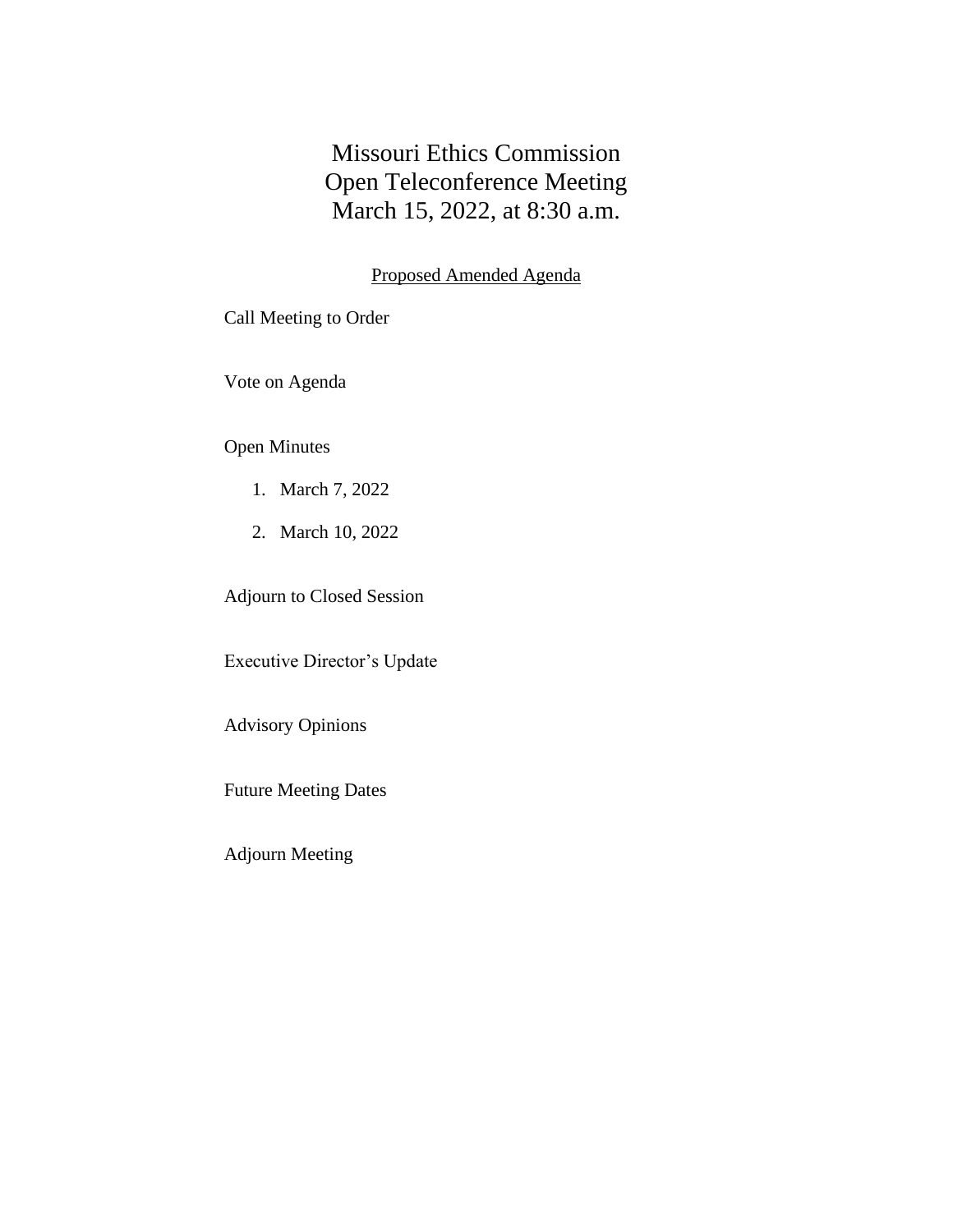# Missouri Ethics Commission
# Open Teleconference Meeting
# March 15, 2022, at 8:30 a.m.

Proposed Amended Agenda

Call Meeting to Order

Vote on Agenda

Open Minutes

1. March 7, 2022
2. March 10, 2022

Adjourn to Closed Session

Executive Director's Update

Advisory Opinions

Future Meeting Dates

Adjourn Meeting